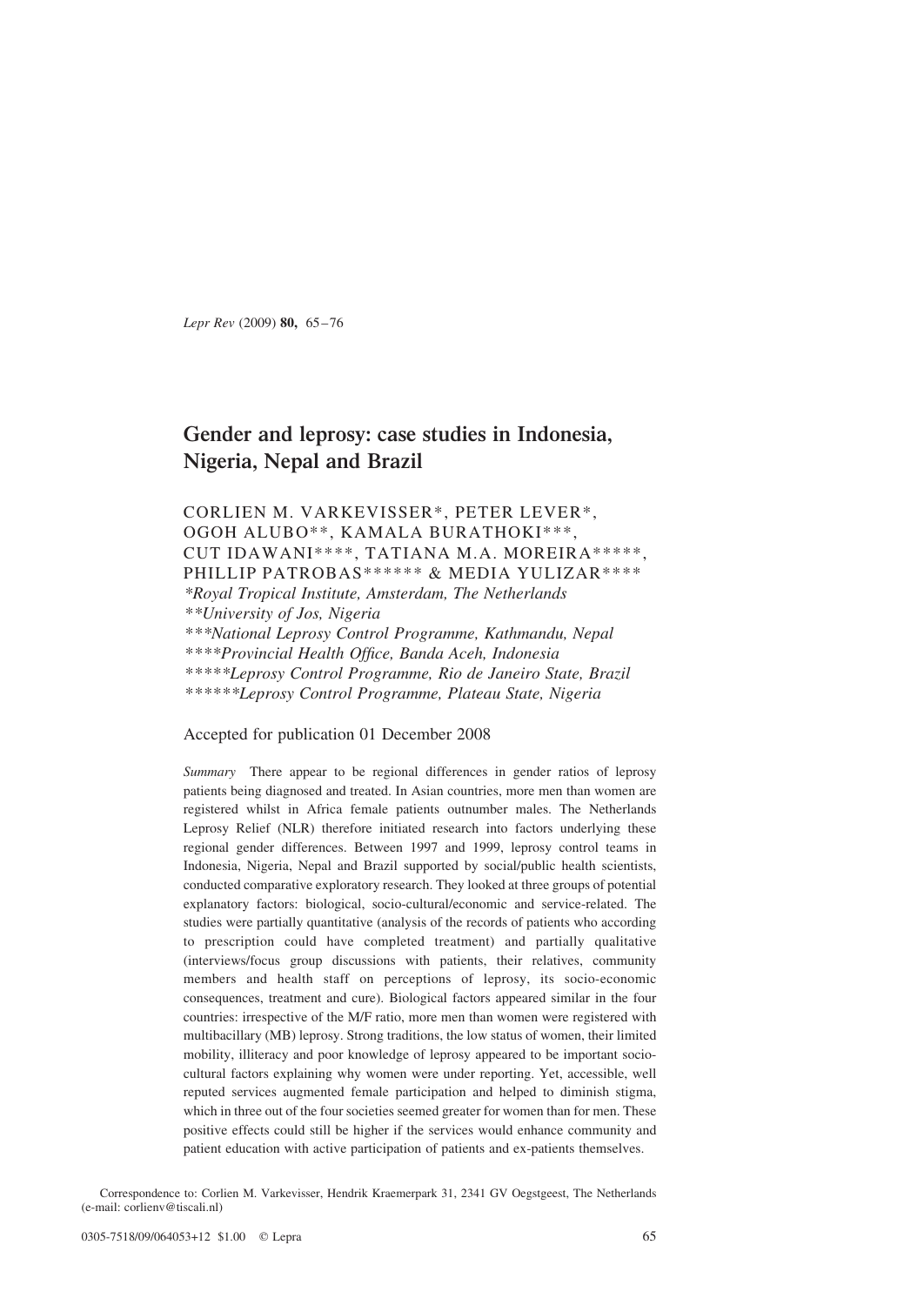# Gender and leprosy: case studies in Indonesia, Nigeria, Nepal and Brazil

CORLIEN M. VARKEVISSER*, PETER LEVER*, OGOH ALUBO**, KAMALA BURATHOKI***, CUT IDAWANI****, TATIANA M.A. MOREIRA*****, PHILLIP PATROBAS****** & MEDIA YULIZAR****

*\*Royal Tropical Institute, Amsterdam, The Netherlands*
*\*\*University of Jos, Nigeria*
*\*\*\*National Leprosy Control Programme, Kathmandu, Nepal*
*\*\*\*\*Provincial Health Office, Banda Aceh, Indonesia*
*\*\*\*\*\*Leprosy Control Programme, Rio de Janeiro State, Brazil*
*\*\*\*\*\*\*Leprosy Control Programme, Plateau State, Nigeria*

Accepted for publication 01 December 2008

*Summary* There appear to be regional differences in gender ratios of leprosy patients being diagnosed and treated. In Asian countries, more men than women are registered whilst in Africa female patients outnumber males. The Netherlands Leprosy Relief (NLR) therefore initiated research into factors underlying these regional gender differences. Between 1997 and 1999, leprosy control teams in Indonesia, Nigeria, Nepal and Brazil supported by social/public health scientists, conducted comparative exploratory research. They looked at three groups of potential explanatory factors: biological, socio-cultural/economic and service-related. The studies were partially quantitative (analysis of the records of patients who according to prescription could have completed treatment) and partially qualitative (interviews/focus group discussions with patients, their relatives, community members and health staff on perceptions of leprosy, its socio-economic consequences, treatment and cure). Biological factors appeared similar in the four countries: irrespective of the M/F ratio, more men than women were registered with multibacillary (MB) leprosy. Strong traditions, the low status of women, their limited mobility, illiteracy and poor knowledge of leprosy appeared to be important socio-cultural factors explaining why women were under reporting. Yet, accessible, well reputed services augmented female participation and helped to diminish stigma, which in three out of the four societies seemed greater for women than for men. These positive effects could still be higher if the services would enhance community and patient education with active participation of patients and ex-patients themselves.

Correspondence to: Corlien M. Varkevisser, Hendrik Kraemerpark 31, 2341 GV Oegstgeest, The Netherlands (e-mail: corlienv@tiscali.nl)

0305-7518/09/064053+12 $1.00 © Lepra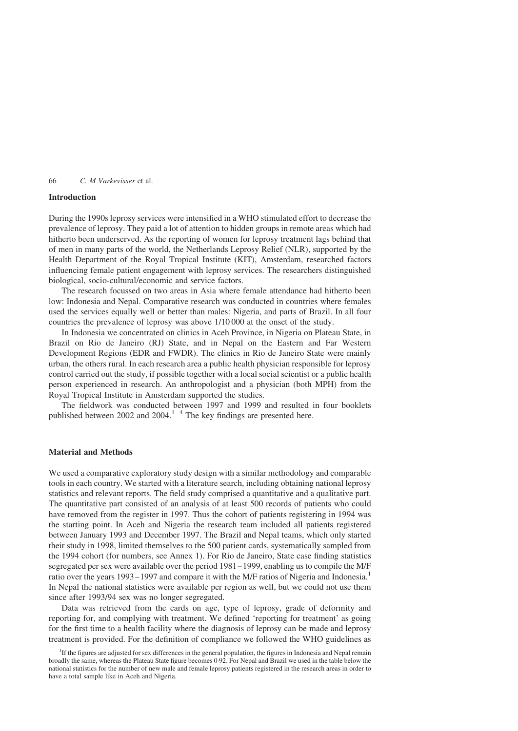## Introduction

During the 1990s leprosy services were intensified in a WHO stimulated effort to decrease the prevalence of leprosy. They paid a lot of attention to hidden groups in remote areas which had hitherto been underserved. As the reporting of women for leprosy treatment lags behind that of men in many parts of the world, the Netherlands Leprosy Relief (NLR), supported by the Health Department of the Royal Tropical Institute (KIT), Amsterdam, researched factors influencing female patient engagement with leprosy services. The researchers distinguished biological, socio-cultural/economic and service factors.

The research focussed on two areas in Asia where female attendance had hitherto been low: Indonesia and Nepal. Comparative research was conducted in countries where females used the services equally well or better than males: Nigeria, and parts of Brazil. In all four countries the prevalence of leprosy was above 1/10 000 at the onset of the study.

In Indonesia we concentrated on clinics in Aceh Province, in Nigeria on Plateau State, in Brazil on Rio de Janeiro (RJ) State, and in Nepal on the Eastern and Far Western Development Regions (EDR and FWDR). The clinics in Rio de Janeiro State were mainly urban, the others rural. In each research area a public health physician responsible for leprosy control carried out the study, if possible together with a local social scientist or a public health person experienced in research. An anthropologist and a physician (both MPH) from the Royal Tropical Institute in Amsterdam supported the studies.

The fieldwork was conducted between 1997 and 1999 and resulted in four booklets published between 2002 and 2004.[1–4] The key findings are presented here.

## Material and Methods

We used a comparative exploratory study design with a similar methodology and comparable tools in each country. We started with a literature search, including obtaining national leprosy statistics and relevant reports. The field study comprised a quantitative and a qualitative part. The quantitative part consisted of an analysis of at least 500 records of patients who could have removed from the register in 1997. Thus the cohort of patients registering in 1994 was the starting point. In Aceh and Nigeria the research team included all patients registered between January 1993 and December 1997. The Brazil and Nepal teams, which only started their study in 1998, limited themselves to the 500 patient cards, systematically sampled from the 1994 cohort (for numbers, see Annex 1). For Rio de Janeiro, State case finding statistics segregated per sex were available over the period 1981–1999, enabling us to compile the M/F ratio over the years 1993–1997 and compare it with the M/F ratios of Nigeria and Indonesia.[1] In Nepal the national statistics were available per region as well, but we could not use them since after 1993/94 sex was no longer segregated.

Data was retrieved from the cards on age, type of leprosy, grade of deformity and reporting for, and complying with treatment. We defined 'reporting for treatment' as going for the first time to a health facility where the diagnosis of leprosy can be made and leprosy treatment is provided. For the definition of compliance we followed the WHO guidelines as

[1] If the figures are adjusted for sex differences in the general population, the figures in Indonesia and Nepal remain broadly the same, whereas the Plateau State figure becomes 0·92. For Nepal and Brazil we used in the table below the national statistics for the number of new male and female leprosy patients registered in the research areas in order to have a total sample like in Aceh and Nigeria.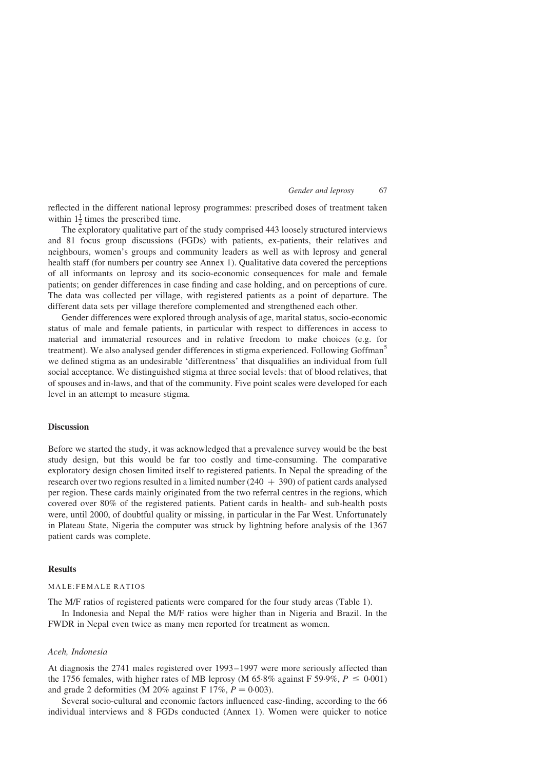reflected in the different national leprosy programmes: prescribed doses of treatment taken within $1\frac{1}{2}$ times the prescribed time.

The exploratory qualitative part of the study comprised 443 loosely structured interviews and 81 focus group discussions (FGDs) with patients, ex-patients, their relatives and neighbours, women's groups and community leaders as well as with leprosy and general health staff (for numbers per country see Annex 1). Qualitative data covered the perceptions of all informants on leprosy and its socio-economic consequences for male and female patients; on gender differences in case finding and case holding, and on perceptions of cure. The data was collected per village, with registered patients as a point of departure. The different data sets per village therefore complemented and strengthened each other.

Gender differences were explored through analysis of age, marital status, socio-economic status of male and female patients, in particular with respect to differences in access to material and immaterial resources and in relative freedom to make choices (e.g. for treatment). We also analysed gender differences in stigma experienced. Following Goffman[5] we defined stigma as an undesirable 'differentness' that disqualifies an individual from full social acceptance. We distinguished stigma at three social levels: that of blood relatives, that of spouses and in-laws, and that of the community. Five point scales were developed for each level in an attempt to measure stigma.

## Discussion

Before we started the study, it was acknowledged that a prevalence survey would be the best study design, but this would be far too costly and time-consuming. The comparative exploratory design chosen limited itself to registered patients. In Nepal the spreading of the research over two regions resulted in a limited number (240 + 390) of patient cards analysed per region. These cards mainly originated from the two referral centres in the regions, which covered over 80% of the registered patients. Patient cards in health- and sub-health posts were, until 2000, of doubtful quality or missing, in particular in the Far West. Unfortunately in Plateau State, Nigeria the computer was struck by lightning before analysis of the 1367 patient cards was complete.

## Results

### MALE:FEMALE RATIOS

The M/F ratios of registered patients were compared for the four study areas (Table 1).

In Indonesia and Nepal the M/F ratios were higher than in Nigeria and Brazil. In the FWDR in Nepal even twice as many men reported for treatment as women.

### *Aceh, Indonesia*

At diagnosis the 2741 males registered over 1993–1997 were more seriously affected than the 1756 females, with higher rates of MB leprosy (M 65·8% against F 59·9%, $P \leq 0{\cdot}001$) and grade 2 deformities (M 20% against F 17%, $P = 0{\cdot}003$).

Several socio-cultural and economic factors influenced case-finding, according to the 66 individual interviews and 8 FGDs conducted (Annex 1). Women were quicker to notice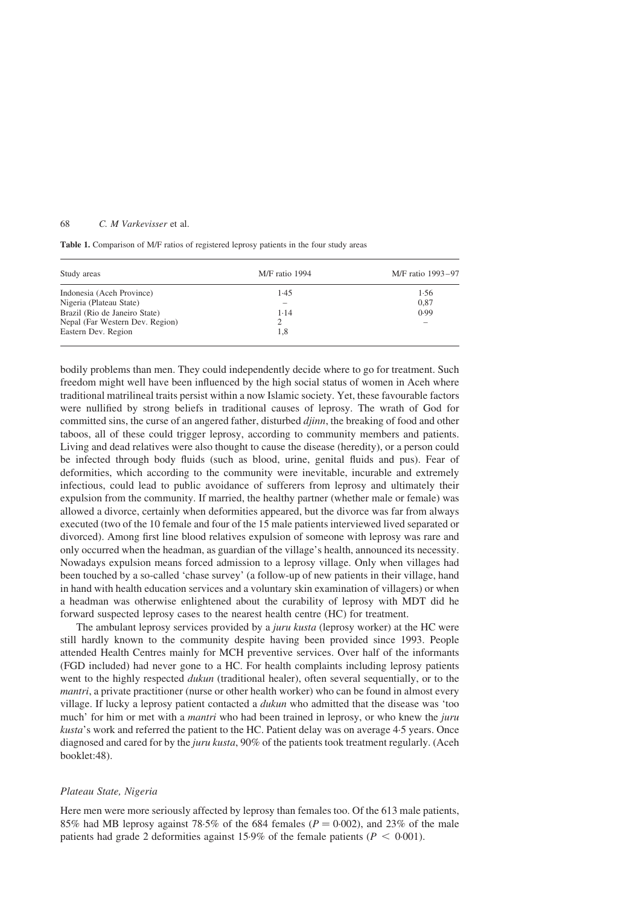**Table 1.** Comparison of M/F ratios of registered leprosy patients in the four study areas

| Study areas | M/F ratio 1994 | M/F ratio 1993–97 |
|---|---|---|
| Indonesia (Aceh Province) | 1·45 | 1·56 |
| Nigeria (Plateau State) | – | 0,87 |
| Brazil (Rio de Janeiro State) | 1·14 | 0·99 |
| Nepal (Far Western Dev. Region) | 2 | – |
| Eastern Dev. Region | 1,8 | |

bodily problems than men. They could independently decide where to go for treatment. Such freedom might well have been influenced by the high social status of women in Aceh where traditional matrilineal traits persist within a now Islamic society. Yet, these favourable factors were nullified by strong beliefs in traditional causes of leprosy. The wrath of God for committed sins, the curse of an angered father, disturbed *djinn*, the breaking of food and other taboos, all of these could trigger leprosy, according to community members and patients. Living and dead relatives were also thought to cause the disease (heredity), or a person could be infected through body fluids (such as blood, urine, genital fluids and pus). Fear of deformities, which according to the community were inevitable, incurable and extremely infectious, could lead to public avoidance of sufferers from leprosy and ultimately their expulsion from the community. If married, the healthy partner (whether male or female) was allowed a divorce, certainly when deformities appeared, but the divorce was far from always executed (two of the 10 female and four of the 15 male patients interviewed lived separated or divorced). Among first line blood relatives expulsion of someone with leprosy was rare and only occurred when the headman, as guardian of the village's health, announced its necessity. Nowadays expulsion means forced admission to a leprosy village. Only when villages had been touched by a so-called 'chase survey' (a follow-up of new patients in their village, hand in hand with health education services and a voluntary skin examination of villagers) or when a headman was otherwise enlightened about the curability of leprosy with MDT did he forward suspected leprosy cases to the nearest health centre (HC) for treatment.

The ambulant leprosy services provided by a *juru kusta* (leprosy worker) at the HC were still hardly known to the community despite having been provided since 1993. People attended Health Centres mainly for MCH preventive services. Over half of the informants (FGD included) had never gone to a HC. For health complaints including leprosy patients went to the highly respected *dukun* (traditional healer), often several sequentially, or to the *mantri*, a private practitioner (nurse or other health worker) who can be found in almost every village. If lucky a leprosy patient contacted a *dukun* who admitted that the disease was 'too much' for him or met with a *mantri* who had been trained in leprosy, or who knew the *juru kusta*'s work and referred the patient to the HC. Patient delay was on average 4·5 years. Once diagnosed and cared for by the *juru kusta*, 90% of the patients took treatment regularly. (Aceh booklet:48).

### *Plateau State, Nigeria*

Here men were more seriously affected by leprosy than females too. Of the 613 male patients, 85% had MB leprosy against 78·5% of the 684 females ($P = 0{\cdot}002$), and 23% of the male patients had grade 2 deformities against 15·9% of the female patients ($P < 0{\cdot}001$).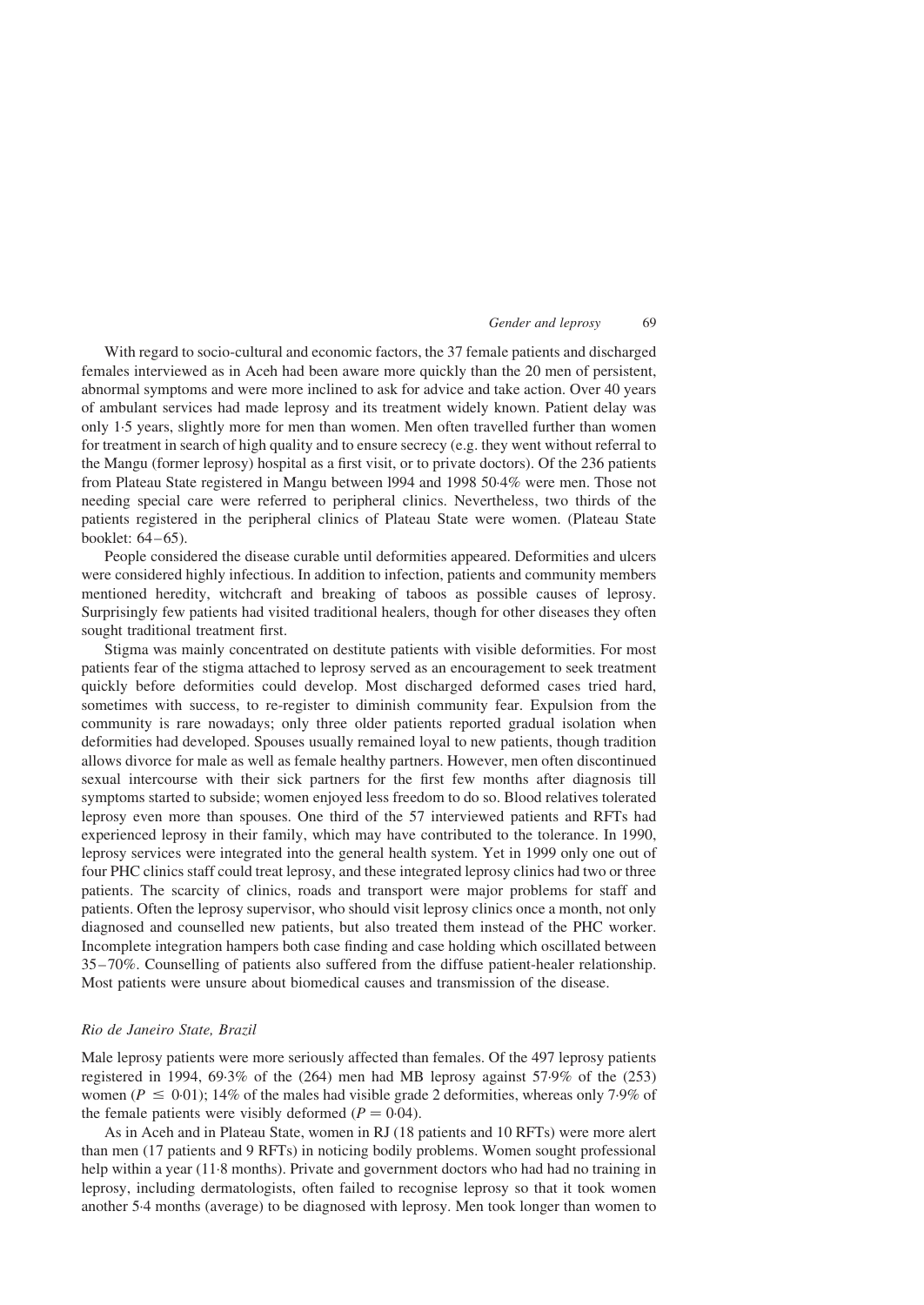With regard to socio-cultural and economic factors, the 37 female patients and discharged females interviewed as in Aceh had been aware more quickly than the 20 men of persistent, abnormal symptoms and were more inclined to ask for advice and take action. Over 40 years of ambulant services had made leprosy and its treatment widely known. Patient delay was only 1·5 years, slightly more for men than women. Men often travelled further than women for treatment in search of high quality and to ensure secrecy (e.g. they went without referral to the Mangu (former leprosy) hospital as a first visit, or to private doctors). Of the 236 patients from Plateau State registered in Mangu between l994 and 1998 50·4% were men. Those not needing special care were referred to peripheral clinics. Nevertheless, two thirds of the patients registered in the peripheral clinics of Plateau State were women. (Plateau State booklet: 64–65).

People considered the disease curable until deformities appeared. Deformities and ulcers were considered highly infectious. In addition to infection, patients and community members mentioned heredity, witchcraft and breaking of taboos as possible causes of leprosy. Surprisingly few patients had visited traditional healers, though for other diseases they often sought traditional treatment first.

Stigma was mainly concentrated on destitute patients with visible deformities. For most patients fear of the stigma attached to leprosy served as an encouragement to seek treatment quickly before deformities could develop. Most discharged deformed cases tried hard, sometimes with success, to re-register to diminish community fear. Expulsion from the community is rare nowadays; only three older patients reported gradual isolation when deformities had developed. Spouses usually remained loyal to new patients, though tradition allows divorce for male as well as female healthy partners. However, men often discontinued sexual intercourse with their sick partners for the first few months after diagnosis till symptoms started to subside; women enjoyed less freedom to do so. Blood relatives tolerated leprosy even more than spouses. One third of the 57 interviewed patients and RFTs had experienced leprosy in their family, which may have contributed to the tolerance. In 1990, leprosy services were integrated into the general health system. Yet in 1999 only one out of four PHC clinics staff could treat leprosy, and these integrated leprosy clinics had two or three patients. The scarcity of clinics, roads and transport were major problems for staff and patients. Often the leprosy supervisor, who should visit leprosy clinics once a month, not only diagnosed and counselled new patients, but also treated them instead of the PHC worker. Incomplete integration hampers both case finding and case holding which oscillated between 35–70%. Counselling of patients also suffered from the diffuse patient-healer relationship. Most patients were unsure about biomedical causes and transmission of the disease.

### *Rio de Janeiro State, Brazil*

Male leprosy patients were more seriously affected than females. Of the 497 leprosy patients registered in 1994, 69·3% of the (264) men had MB leprosy against 57·9% of the (253) women ($P \leq 0{\cdot}01$); 14% of the males had visible grade 2 deformities, whereas only 7·9% of the female patients were visibly deformed ($P = 0{\cdot}04$).

As in Aceh and in Plateau State, women in RJ (18 patients and 10 RFTs) were more alert than men (17 patients and 9 RFTs) in noticing bodily problems. Women sought professional help within a year (11·8 months). Private and government doctors who had had no training in leprosy, including dermatologists, often failed to recognise leprosy so that it took women another 5·4 months (average) to be diagnosed with leprosy. Men took longer than women to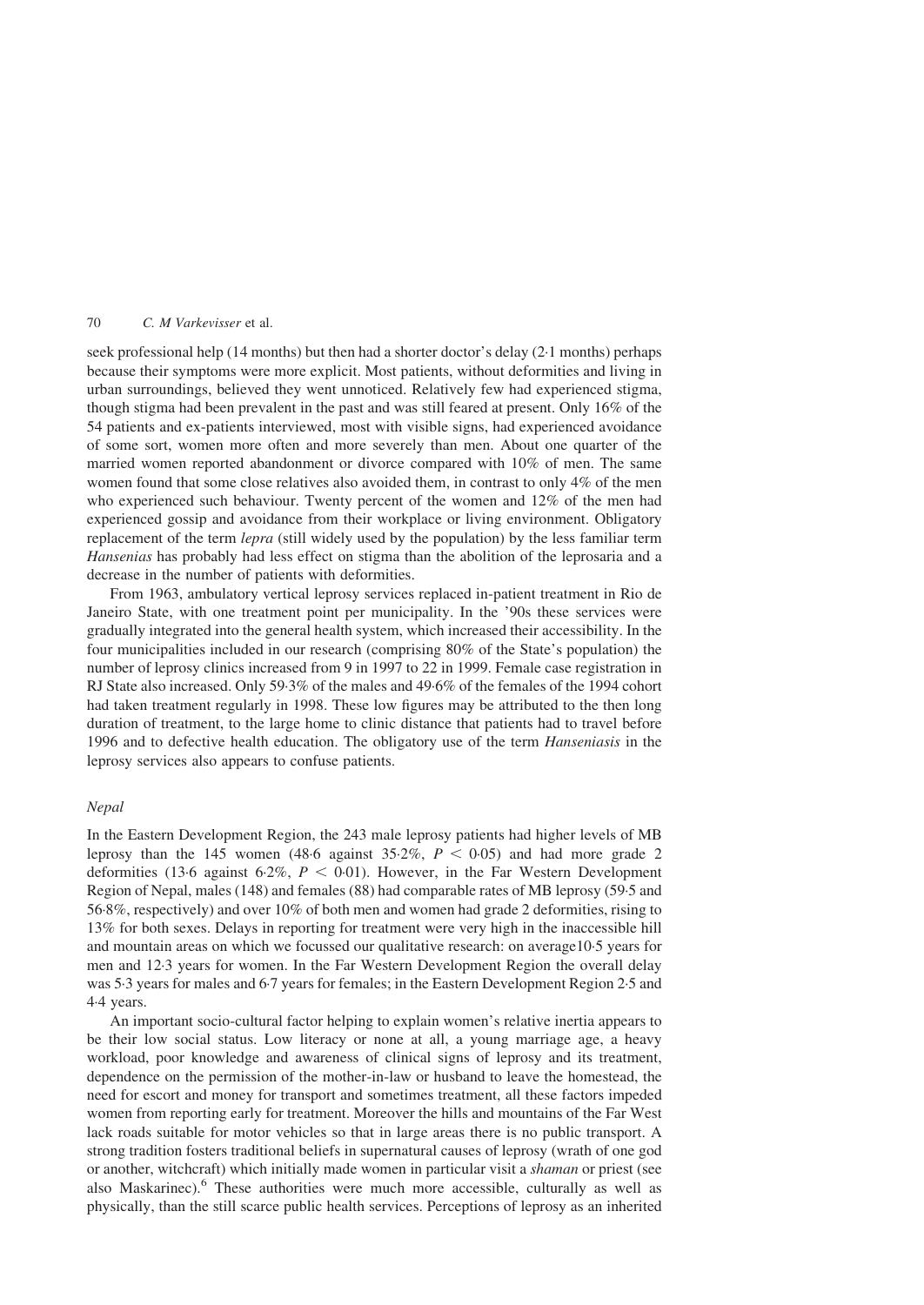seek professional help (14 months) but then had a shorter doctor's delay (2·1 months) perhaps because their symptoms were more explicit. Most patients, without deformities and living in urban surroundings, believed they went unnoticed. Relatively few had experienced stigma, though stigma had been prevalent in the past and was still feared at present. Only 16% of the 54 patients and ex-patients interviewed, most with visible signs, had experienced avoidance of some sort, women more often and more severely than men. About one quarter of the married women reported abandonment or divorce compared with 10% of men. The same women found that some close relatives also avoided them, in contrast to only 4% of the men who experienced such behaviour. Twenty percent of the women and 12% of the men had experienced gossip and avoidance from their workplace or living environment. Obligatory replacement of the term *lepra* (still widely used by the population) by the less familiar term *Hansenias* has probably had less effect on stigma than the abolition of the leprosaria and a decrease in the number of patients with deformities.

From 1963, ambulatory vertical leprosy services replaced in-patient treatment in Rio de Janeiro State, with one treatment point per municipality. In the '90s these services were gradually integrated into the general health system, which increased their accessibility. In the four municipalities included in our research (comprising 80% of the State's population) the number of leprosy clinics increased from 9 in 1997 to 22 in 1999. Female case registration in RJ State also increased. Only 59·3% of the males and 49·6% of the females of the 1994 cohort had taken treatment regularly in 1998. These low figures may be attributed to the then long duration of treatment, to the large home to clinic distance that patients had to travel before 1996 and to defective health education. The obligatory use of the term *Hanseniasis* in the leprosy services also appears to confuse patients.

### *Nepal*

In the Eastern Development Region, the 243 male leprosy patients had higher levels of MB leprosy than the 145 women (48·6 against 35·2%, $P < 0{\cdot}05$) and had more grade 2 deformities (13·6 against 6·2%, $P < 0{\cdot}01$). However, in the Far Western Development Region of Nepal, males (148) and females (88) had comparable rates of MB leprosy (59·5 and 56·8%, respectively) and over 10% of both men and women had grade 2 deformities, rising to 13% for both sexes. Delays in reporting for treatment were very high in the inaccessible hill and mountain areas on which we focussed our qualitative research: on average10·5 years for men and 12·3 years for women. In the Far Western Development Region the overall delay was 5·3 years for males and 6·7 years for females; in the Eastern Development Region 2·5 and 4·4 years.

An important socio-cultural factor helping to explain women's relative inertia appears to be their low social status. Low literacy or none at all, a young marriage age, a heavy workload, poor knowledge and awareness of clinical signs of leprosy and its treatment, dependence on the permission of the mother-in-law or husband to leave the homestead, the need for escort and money for transport and sometimes treatment, all these factors impeded women from reporting early for treatment. Moreover the hills and mountains of the Far West lack roads suitable for motor vehicles so that in large areas there is no public transport. A strong tradition fosters traditional beliefs in supernatural causes of leprosy (wrath of one god or another, witchcraft) which initially made women in particular visit a *shaman* or priest (see also Maskarinec).[6] These authorities were much more accessible, culturally as well as physically, than the still scarce public health services. Perceptions of leprosy as an inherited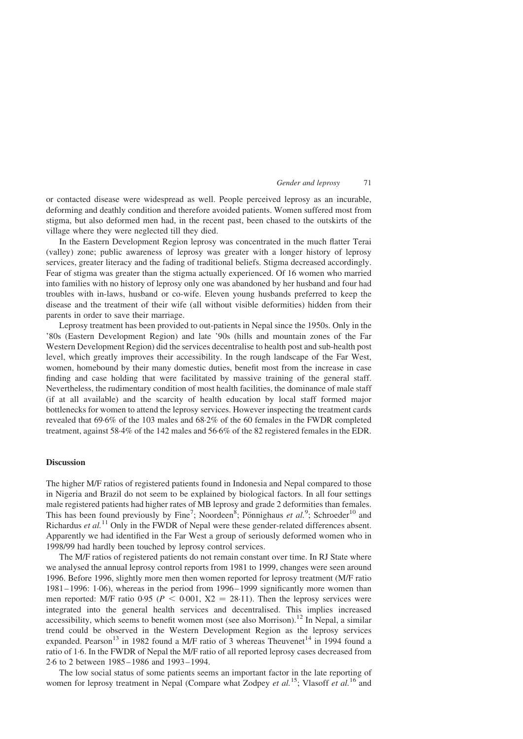or contacted disease were widespread as well. People perceived leprosy as an incurable, deforming and deathly condition and therefore avoided patients. Women suffered most from stigma, but also deformed men had, in the recent past, been chased to the outskirts of the village where they were neglected till they died.

In the Eastern Development Region leprosy was concentrated in the much flatter Terai (valley) zone; public awareness of leprosy was greater with a longer history of leprosy services, greater literacy and the fading of traditional beliefs. Stigma decreased accordingly. Fear of stigma was greater than the stigma actually experienced. Of 16 women who married into families with no history of leprosy only one was abandoned by her husband and four had troubles with in-laws, husband or co-wife. Eleven young husbands preferred to keep the disease and the treatment of their wife (all without visible deformities) hidden from their parents in order to save their marriage.

Leprosy treatment has been provided to out-patients in Nepal since the 1950s. Only in the '80s (Eastern Development Region) and late '90s (hills and mountain zones of the Far Western Development Region) did the services decentralise to health post and sub-health post level, which greatly improves their accessibility. In the rough landscape of the Far West, women, homebound by their many domestic duties, benefit most from the increase in case finding and case holding that were facilitated by massive training of the general staff. Nevertheless, the rudimentary condition of most health facilities, the dominance of male staff (if at all available) and the scarcity of health education by local staff formed major bottlenecks for women to attend the leprosy services. However inspecting the treatment cards revealed that 69·6% of the 103 males and 68·2% of the 60 females in the FWDR completed treatment, against 58·4% of the 142 males and 56·6% of the 82 registered females in the EDR.

## Discussion

The higher M/F ratios of registered patients found in Indonesia and Nepal compared to those in Nigeria and Brazil do not seem to be explained by biological factors. In all four settings male registered patients had higher rates of MB leprosy and grade 2 deformities than females. This has been found previously by Fine[7]; Noordeen[8]; Pönnighaus *et al.*[9]; Schroeder[10] and Richardus *et al.*[11] Only in the FWDR of Nepal were these gender-related differences absent. Apparently we had identified in the Far West a group of seriously deformed women who in 1998/99 had hardly been touched by leprosy control services.

The M/F ratios of registered patients do not remain constant over time. In RJ State where we analysed the annual leprosy control reports from 1981 to 1999, changes were seen around 1996. Before 1996, slightly more men then women reported for leprosy treatment (M/F ratio 1981–1996: 1·06), whereas in the period from 1996–1999 significantly more women than men reported: M/F ratio 0·95 ($P < 0{\cdot}001$, $X2 = 28{\cdot}11$). Then the leprosy services were integrated into the general health services and decentralised. This implies increased accessibility, which seems to benefit women most (see also Morrison).[12] In Nepal, a similar trend could be observed in the Western Development Region as the leprosy services expanded. Pearson[13] in 1982 found a M/F ratio of 3 whereas Theuvenet[14] in 1994 found a ratio of 1·6. In the FWDR of Nepal the M/F ratio of all reported leprosy cases decreased from 2·6 to 2 between 1985–1986 and 1993–1994.

The low social status of some patients seems an important factor in the late reporting of women for leprosy treatment in Nepal (Compare what Zodpey *et al.*[15]; Vlasoff *et al.*[16] and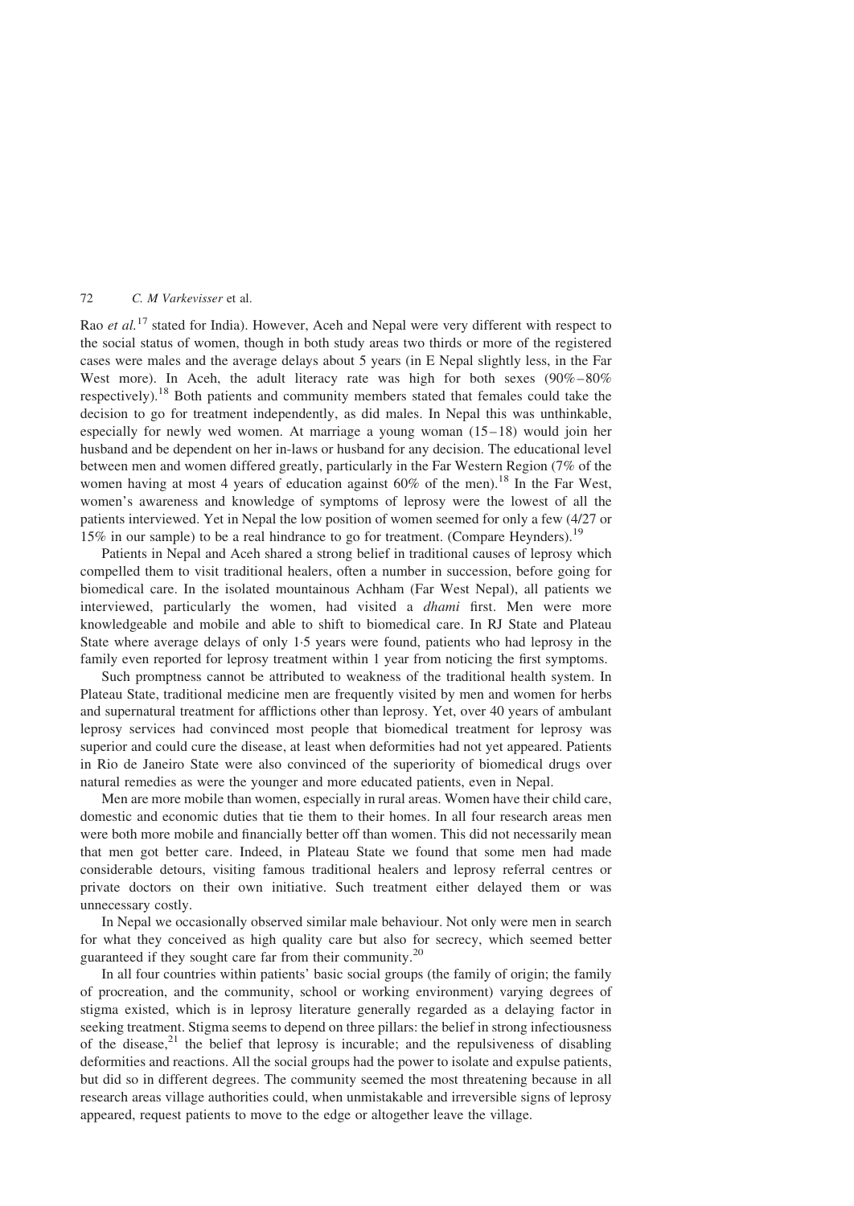Rao *et al.*[17] stated for India). However, Aceh and Nepal were very different with respect to the social status of women, though in both study areas two thirds or more of the registered cases were males and the average delays about 5 years (in E Nepal slightly less, in the Far West more). In Aceh, the adult literacy rate was high for both sexes (90%–80% respectively).[18] Both patients and community members stated that females could take the decision to go for treatment independently, as did males. In Nepal this was unthinkable, especially for newly wed women. At marriage a young woman (15–18) would join her husband and be dependent on her in-laws or husband for any decision. The educational level between men and women differed greatly, particularly in the Far Western Region (7% of the women having at most 4 years of education against 60% of the men).[18] In the Far West, women's awareness and knowledge of symptoms of leprosy were the lowest of all the patients interviewed. Yet in Nepal the low position of women seemed for only a few (4/27 or 15% in our sample) to be a real hindrance to go for treatment. (Compare Heynders).[19]

Patients in Nepal and Aceh shared a strong belief in traditional causes of leprosy which compelled them to visit traditional healers, often a number in succession, before going for biomedical care. In the isolated mountainous Achham (Far West Nepal), all patients we interviewed, particularly the women, had visited a *dhami* first. Men were more knowledgeable and mobile and able to shift to biomedical care. In RJ State and Plateau State where average delays of only 1·5 years were found, patients who had leprosy in the family even reported for leprosy treatment within 1 year from noticing the first symptoms.

Such promptness cannot be attributed to weakness of the traditional health system. In Plateau State, traditional medicine men are frequently visited by men and women for herbs and supernatural treatment for afflictions other than leprosy. Yet, over 40 years of ambulant leprosy services had convinced most people that biomedical treatment for leprosy was superior and could cure the disease, at least when deformities had not yet appeared. Patients in Rio de Janeiro State were also convinced of the superiority of biomedical drugs over natural remedies as were the younger and more educated patients, even in Nepal.

Men are more mobile than women, especially in rural areas. Women have their child care, domestic and economic duties that tie them to their homes. In all four research areas men were both more mobile and financially better off than women. This did not necessarily mean that men got better care. Indeed, in Plateau State we found that some men had made considerable detours, visiting famous traditional healers and leprosy referral centres or private doctors on their own initiative. Such treatment either delayed them or was unnecessary costly.

In Nepal we occasionally observed similar male behaviour. Not only were men in search for what they conceived as high quality care but also for secrecy, which seemed better guaranteed if they sought care far from their community.[20]

In all four countries within patients' basic social groups (the family of origin; the family of procreation, and the community, school or working environment) varying degrees of stigma existed, which is in leprosy literature generally regarded as a delaying factor in seeking treatment. Stigma seems to depend on three pillars: the belief in strong infectiousness of the disease,[21] the belief that leprosy is incurable; and the repulsiveness of disabling deformities and reactions. All the social groups had the power to isolate and expulse patients, but did so in different degrees. The community seemed the most threatening because in all research areas village authorities could, when unmistakable and irreversible signs of leprosy appeared, request patients to move to the edge or altogether leave the village.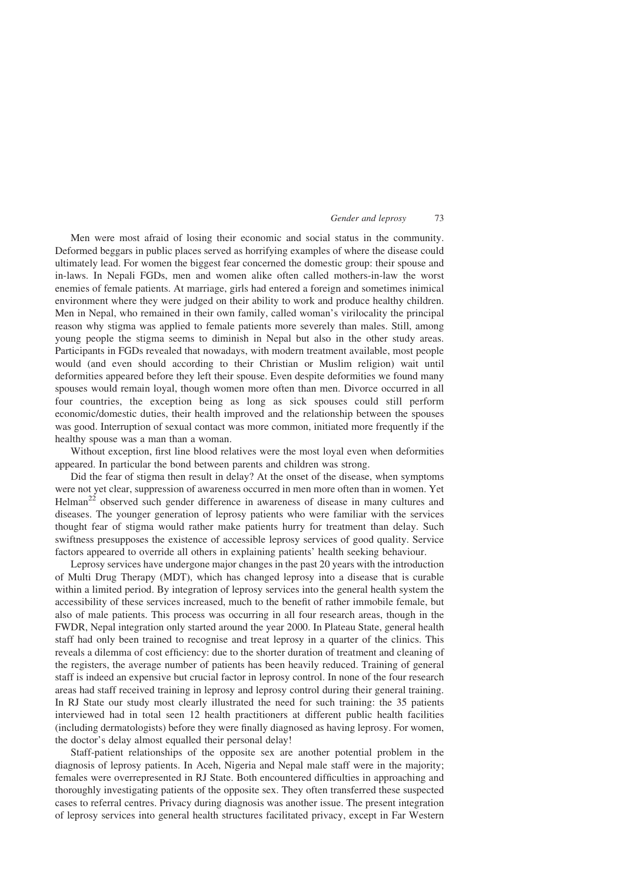Men were most afraid of losing their economic and social status in the community. Deformed beggars in public places served as horrifying examples of where the disease could ultimately lead. For women the biggest fear concerned the domestic group: their spouse and in-laws. In Nepali FGDs, men and women alike often called mothers-in-law the worst enemies of female patients. At marriage, girls had entered a foreign and sometimes inimical environment where they were judged on their ability to work and produce healthy children. Men in Nepal, who remained in their own family, called woman's virilocality the principal reason why stigma was applied to female patients more severely than males. Still, among young people the stigma seems to diminish in Nepal but also in the other study areas. Participants in FGDs revealed that nowadays, with modern treatment available, most people would (and even should according to their Christian or Muslim religion) wait until deformities appeared before they left their spouse. Even despite deformities we found many spouses would remain loyal, though women more often than men. Divorce occurred in all four countries, the exception being as long as sick spouses could still perform economic/domestic duties, their health improved and the relationship between the spouses was good. Interruption of sexual contact was more common, initiated more frequently if the healthy spouse was a man than a woman.

Without exception, first line blood relatives were the most loyal even when deformities appeared. In particular the bond between parents and children was strong.

Did the fear of stigma then result in delay? At the onset of the disease, when symptoms were not yet clear, suppression of awareness occurred in men more often than in women. Yet Helman[22] observed such gender difference in awareness of disease in many cultures and diseases. The younger generation of leprosy patients who were familiar with the services thought fear of stigma would rather make patients hurry for treatment than delay. Such swiftness presupposes the existence of accessible leprosy services of good quality. Service factors appeared to override all others in explaining patients' health seeking behaviour.

Leprosy services have undergone major changes in the past 20 years with the introduction of Multi Drug Therapy (MDT), which has changed leprosy into a disease that is curable within a limited period. By integration of leprosy services into the general health system the accessibility of these services increased, much to the benefit of rather immobile female, but also of male patients. This process was occurring in all four research areas, though in the FWDR, Nepal integration only started around the year 2000. In Plateau State, general health staff had only been trained to recognise and treat leprosy in a quarter of the clinics. This reveals a dilemma of cost efficiency: due to the shorter duration of treatment and cleaning of the registers, the average number of patients has been heavily reduced. Training of general staff is indeed an expensive but crucial factor in leprosy control. In none of the four research areas had staff received training in leprosy and leprosy control during their general training. In RJ State our study most clearly illustrated the need for such training: the 35 patients interviewed had in total seen 12 health practitioners at different public health facilities (including dermatologists) before they were finally diagnosed as having leprosy. For women, the doctor's delay almost equalled their personal delay!

Staff-patient relationships of the opposite sex are another potential problem in the diagnosis of leprosy patients. In Aceh, Nigeria and Nepal male staff were in the majority; females were overrepresented in RJ State. Both encountered difficulties in approaching and thoroughly investigating patients of the opposite sex. They often transferred these suspected cases to referral centres. Privacy during diagnosis was another issue. The present integration of leprosy services into general health structures facilitated privacy, except in Far Western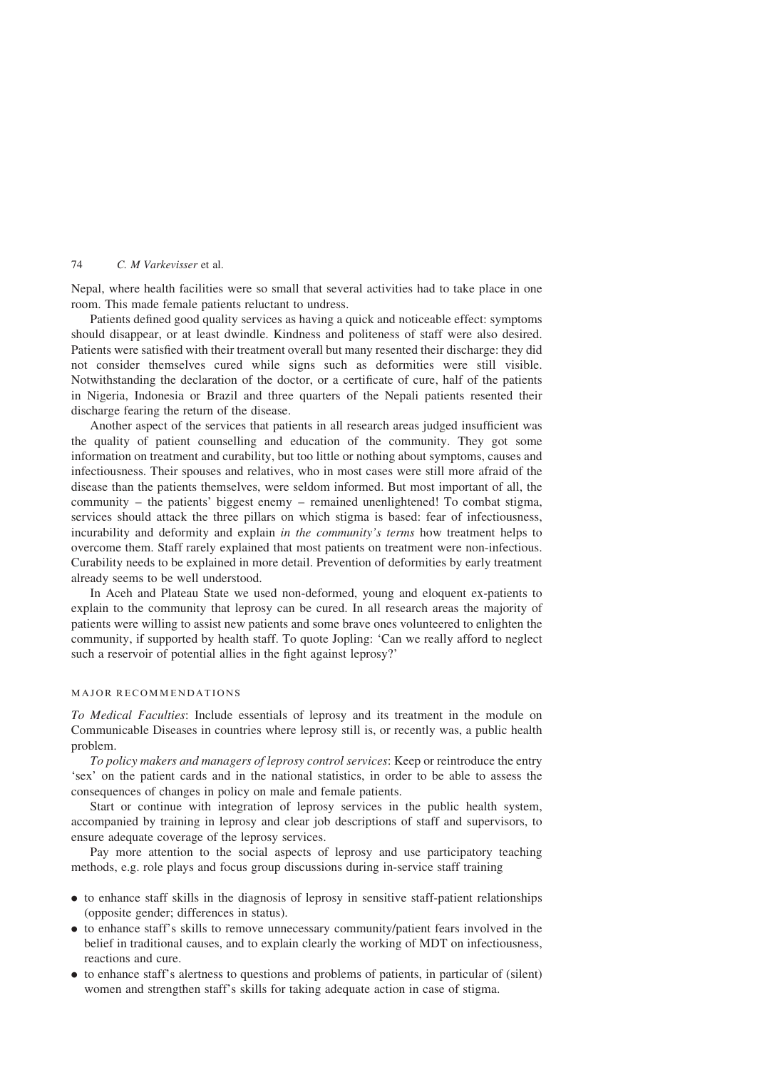Nepal, where health facilities were so small that several activities had to take place in one room. This made female patients reluctant to undress.

Patients defined good quality services as having a quick and noticeable effect: symptoms should disappear, or at least dwindle. Kindness and politeness of staff were also desired. Patients were satisfied with their treatment overall but many resented their discharge: they did not consider themselves cured while signs such as deformities were still visible. Notwithstanding the declaration of the doctor, or a certificate of cure, half of the patients in Nigeria, Indonesia or Brazil and three quarters of the Nepali patients resented their discharge fearing the return of the disease.

Another aspect of the services that patients in all research areas judged insufficient was the quality of patient counselling and education of the community. They got some information on treatment and curability, but too little or nothing about symptoms, causes and infectiousness. Their spouses and relatives, who in most cases were still more afraid of the disease than the patients themselves, were seldom informed. But most important of all, the community – the patients' biggest enemy – remained unenlightened! To combat stigma, services should attack the three pillars on which stigma is based: fear of infectiousness, incurability and deformity and explain *in the community's terms* how treatment helps to overcome them. Staff rarely explained that most patients on treatment were non-infectious. Curability needs to be explained in more detail. Prevention of deformities by early treatment already seems to be well understood.

In Aceh and Plateau State we used non-deformed, young and eloquent ex-patients to explain to the community that leprosy can be cured. In all research areas the majority of patients were willing to assist new patients and some brave ones volunteered to enlighten the community, if supported by health staff. To quote Jopling: 'Can we really afford to neglect such a reservoir of potential allies in the fight against leprosy?'

## MAJOR RECOMMENDATIONS

*To Medical Faculties*: Include essentials of leprosy and its treatment in the module on Communicable Diseases in countries where leprosy still is, or recently was, a public health problem.

*To policy makers and managers of leprosy control services*: Keep or reintroduce the entry 'sex' on the patient cards and in the national statistics, in order to be able to assess the consequences of changes in policy on male and female patients.

Start or continue with integration of leprosy services in the public health system, accompanied by training in leprosy and clear job descriptions of staff and supervisors, to ensure adequate coverage of the leprosy services.

Pay more attention to the social aspects of leprosy and use participatory teaching methods, e.g. role plays and focus group discussions during in-service staff training

- to enhance staff skills in the diagnosis of leprosy in sensitive staff-patient relationships (opposite gender; differences in status).
- to enhance staff's skills to remove unnecessary community/patient fears involved in the belief in traditional causes, and to explain clearly the working of MDT on infectiousness, reactions and cure.
- to enhance staff's alertness to questions and problems of patients, in particular of (silent) women and strengthen staff's skills for taking adequate action in case of stigma.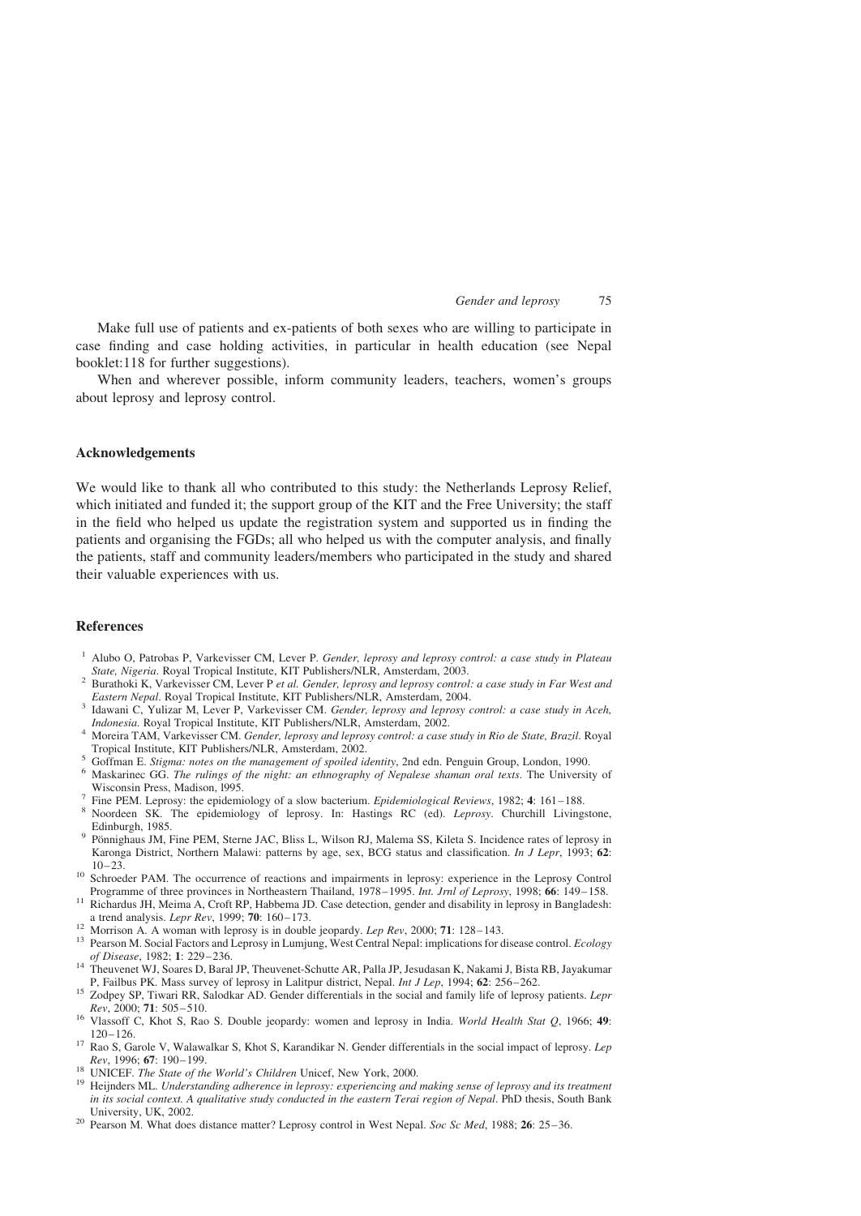Make full use of patients and ex-patients of both sexes who are willing to participate in case finding and case holding activities, in particular in health education (see Nepal booklet:118 for further suggestions).

When and wherever possible, inform community leaders, teachers, women's groups about leprosy and leprosy control.

## Acknowledgements

We would like to thank all who contributed to this study: the Netherlands Leprosy Relief, which initiated and funded it; the support group of the KIT and the Free University; the staff in the field who helped us update the registration system and supported us in finding the patients and organising the FGDs; all who helped us with the computer analysis, and finally the patients, staff and community leaders/members who participated in the study and shared their valuable experiences with us.

## References

1. Alubo O, Patrobas P, Varkevisser CM, Lever P. *Gender, leprosy and leprosy control: a case study in Plateau State, Nigeria*. Royal Tropical Institute, KIT Publishers/NLR, Amsterdam, 2003.
2. Burathoki K, Varkevisser CM, Lever P *et al. Gender, leprosy and leprosy control: a case study in Far West and Eastern Nepal*. Royal Tropical Institute, KIT Publishers/NLR, Amsterdam, 2004.
3. Idawani C, Yulizar M, Lever P, Varkevisser CM. *Gender, leprosy and leprosy control: a case study in Aceh, Indonesia*. Royal Tropical Institute, KIT Publishers/NLR, Amsterdam, 2002.
4. Moreira TAM, Varkevisser CM. *Gender, leprosy and leprosy control: a case study in Rio de State, Brazil*. Royal Tropical Institute, KIT Publishers/NLR, Amsterdam, 2002.
5. Goffman E. *Stigma: notes on the management of spoiled identity*, 2nd edn. Penguin Group, London, 1990.
6. Maskarinec GG. *The rulings of the night: an ethnography of Nepalese shaman oral texts*. The University of Wisconsin Press, Madison, l995.
7. Fine PEM. Leprosy: the epidemiology of a slow bacterium. *Epidemiological Reviews*, 1982; **4**: 161–188.
8. Noordeen SK. The epidemiology of leprosy. In: Hastings RC (ed). *Leprosy*. Churchill Livingstone, Edinburgh, 1985.
9. Pönnighaus JM, Fine PEM, Sterne JAC, Bliss L, Wilson RJ, Malema SS, Kileta S. Incidence rates of leprosy in Karonga District, Northern Malawi: patterns by age, sex, BCG status and classification. *In J Lepr*, 1993; **62**: 10–23.
10. Schroeder PAM. The occurrence of reactions and impairments in leprosy: experience in the Leprosy Control Programme of three provinces in Northeastern Thailand, 1978–1995. *Int. Jrnl of Leprosy*, 1998; **66**: 149–158.
11. Richardus JH, Meima A, Croft RP, Habbema JD. Case detection, gender and disability in leprosy in Bangladesh: a trend analysis. *Lepr Rev*, 1999; **70**: 160–173.
12. Morrison A. A woman with leprosy is in double jeopardy. *Lep Rev*, 2000; **71**: 128–143.
13. Pearson M. Social Factors and Leprosy in Lumjung, West Central Nepal: implications for disease control. *Ecology of Disease*, 1982; **1**: 229–236.
14. Theuvenet WJ, Soares D, Baral JP, Theuvenet-Schutte AR, Palla JP, Jesudasan K, Nakami J, Bista RB, Jayakumar P, Failbus PK. Mass survey of leprosy in Lalitpur district, Nepal. *Int J Lep*, 1994; **62**: 256–262.
15. Zodpey SP, Tiwari RR, Salodkar AD. Gender differentials in the social and family life of leprosy patients. *Lepr Rev*, 2000; **71**: 505–510.
16. Vlassoff C, Khot S, Rao S. Double jeopardy: women and leprosy in India. *World Health Stat Q*, 1966; **49**: 120–126.
17. Rao S, Garole V, Walawalkar S, Khot S, Karandikar N. Gender differentials in the social impact of leprosy. *Lep Rev*, 1996; **67**: 190–199.
18. UNICEF. *The State of the World's Children* Unicef, New York, 2000.
19. Heijnders ML. *Understanding adherence in leprosy: experiencing and making sense of leprosy and its treatment in its social context. A qualitative study conducted in the eastern Terai region of Nepal*. PhD thesis, South Bank University, UK, 2002.
20. Pearson M. What does distance matter? Leprosy control in West Nepal. *Soc Sc Med*, 1988; **26**: 25–36.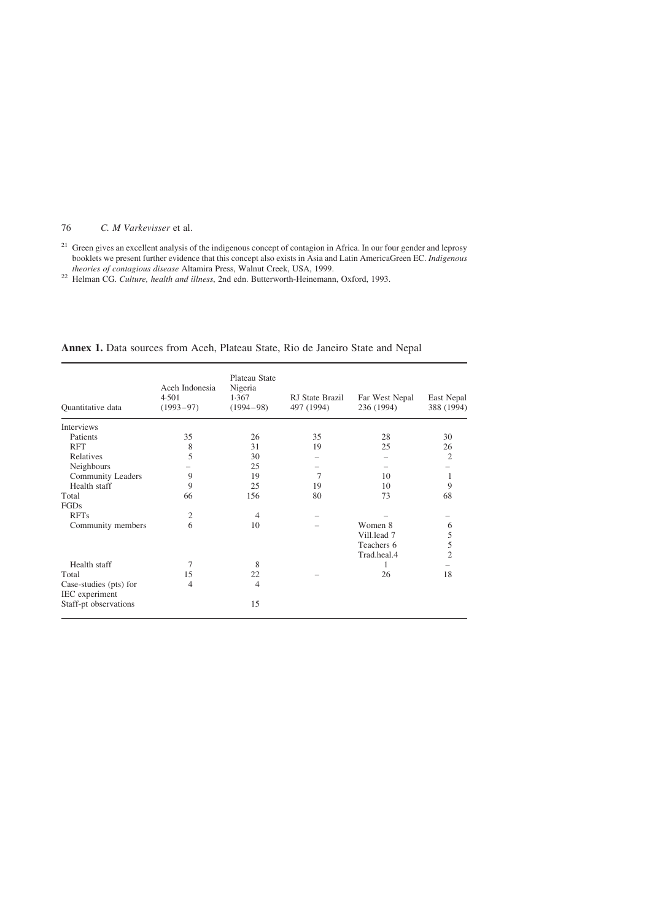[21] Green gives an excellent analysis of the indigenous concept of contagion in Africa. In our four gender and leprosy booklets we present further evidence that this concept also exists in Asia and Latin AmericaGreen EC. *Indigenous theories of contagious disease* Altamira Press, Walnut Creek, USA, 1999.

[22] Helman CG. *Culture, health and illness*, 2nd edn. Butterworth-Heinemann, Oxford, 1993.

**Annex 1.** Data sources from Aceh, Plateau State, Rio de Janeiro State and Nepal

| Quantitative data | Aceh Indonesia 4·501 (1993–97) | Plateau State Nigeria 1·367 (1994–98) | RJ State Brazil 497 (1994) | Far West Nepal 236 (1994) | East Nepal 388 (1994) |
|---|---|---|---|---|---|
| Interviews | | | | | |
| Patients | 35 | 26 | 35 | 28 | 30 |
| RFT | 8 | 31 | 19 | 25 | 26 |
| Relatives | 5 | 30 | – | – | 2 |
| Neighbours | – | 25 | – | – | – |
| Community Leaders | 9 | 19 | 7 | 10 | 1 |
| Health staff | 9 | 25 | 19 | 10 | 9 |
| Total | 66 | 156 | 80 | 73 | 68 |
| FGDs | | | | | |
| RFTs | 2 | 4 | – | – | – |
| Community members | 6 | 10 | – | Women 8 | 6 |
| | | | | Vill.lead 7 | 5 |
| | | | | Teachers 6 | 5 |
| | | | | Trad.heal.4 | 2 |
| Health staff | 7 | 8 | | 1 | – |
| Total | 15 | 22 | – | 26 | 18 |
| Case-studies (pts) for IEC experiment | 4 | 4 | | | |
| Staff-pt observations | | 15 | | | |